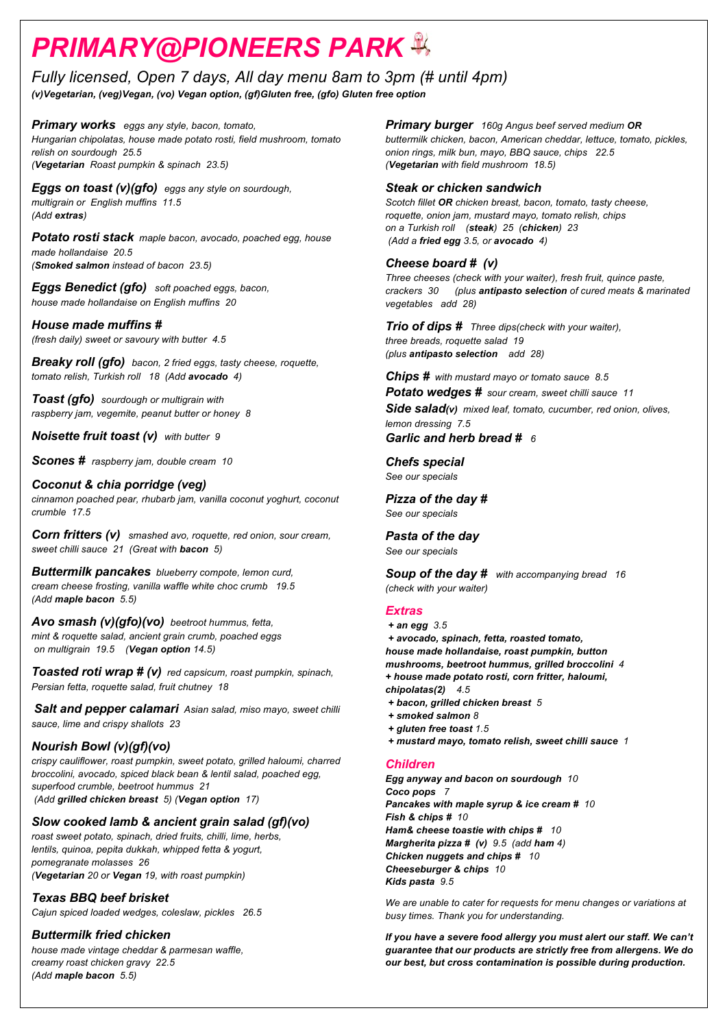# *PRIMARY@PIONEERS PARK*

## *Fully licensed, Open 7 days, All day menu 8am to 3pm (# until 4pm)*

***(v)Vegetarian, (veg)Vegan, (vo) Vegan option, (gf)Gluten free, (gfo) Gluten free option***

***Primary works*** *eggs any style, bacon, tomato, Hungarian chipolatas, house made potato rosti, field mushroom, tomato relish on sourdough 25.5*
*(**Vegetarian** Roast pumpkin & spinach 23.5)*

***Eggs on toast (v)(gfo)*** *eggs any style on sourdough, multigrain or English muffins 11.5*
*(Add **extras**)*

***Potato rosti stack*** *maple bacon, avocado, poached egg, house made hollandaise 20.5*
*(**Smoked salmon** instead of bacon 23.5)*

***Eggs Benedict (gfo)*** *soft poached eggs, bacon, house made hollandaise on English muffins 20*

***House made muffins #***
*(fresh daily) sweet or savoury with butter 4.5*

***Breaky roll (gfo)*** *bacon, 2 fried eggs, tasty cheese, roquette, tomato relish, Turkish roll 18 (Add **avocado** 4)*

***Toast (gfo)*** *sourdough or multigrain with raspberry jam, vegemite, peanut butter or honey 8*

***Noisette fruit toast (v)*** *with butter 9*

***Scones #*** *raspberry jam, double cream 10*

***Coconut & chia porridge (veg)***
*cinnamon poached pear, rhubarb jam, vanilla coconut yoghurt, coconut crumble 17.5*

***Corn fritters (v)*** *smashed avo, roquette, red onion, sour cream, sweet chilli sauce 21 (Great with **bacon** 5)*

***Buttermilk pancakes*** *blueberry compote, lemon curd, cream cheese frosting, vanilla waffle white choc crumb 19.5*
*(Add **maple bacon** 5.5)*

***Avo smash (v)(gfo)(vo)*** *beetroot hummus, fetta, mint & roquette salad, ancient grain crumb, poached eggs on multigrain 19.5 (**Vegan option** 14.5)*

***Toasted roti wrap # (v)*** *red capsicum, roast pumpkin, spinach, Persian fetta, roquette salad, fruit chutney 18*

***Salt and pepper calamari*** *Asian salad, miso mayo, sweet chilli sauce, lime and crispy shallots 23*

***Nourish Bowl (v)(gf)(vo)***
*crispy cauliflower, roast pumpkin, sweet potato, grilled haloumi, charred broccolini, avocado, spiced black bean & lentil salad, poached egg, superfood crumble, beetroot hummus 21*
*(Add **grilled chicken breast** 5) (**Vegan option** 17)*

***Slow cooked lamb & ancient grain salad (gf)(vo)***
*roast sweet potato, spinach, dried fruits, chilli, lime, herbs, lentils, quinoa, pepita dukkah, whipped fetta & yogurt, pomegranate molasses 26*
*(**Vegetarian** 20 or **Vegan** 19, with roast pumpkin)*

***Texas BBQ beef brisket***
*Cajun spiced loaded wedges, coleslaw, pickles 26.5*

***Buttermilk fried chicken***
*house made vintage cheddar & parmesan waffle, creamy roast chicken gravy 22.5*
*(Add **maple bacon** 5.5)*

***Primary burger*** *160g Angus beef served medium **OR** buttermilk chicken, bacon, American cheddar, lettuce, tomato, pickles, onion rings, milk bun, mayo, BBQ sauce, chips 22.5*
*(**Vegetarian** with field mushroom 18.5)*

***Steak or chicken sandwich***
*Scotch fillet **OR** chicken breast, bacon, tomato, tasty cheese, roquette, onion jam, mustard mayo, tomato relish, chips on a Turkish roll (**steak**) 25 (**chicken**) 23*
*(Add a **fried egg** 3.5, or **avocado** 4)*

***Cheese board # (v)***
*Three cheeses (check with your waiter), fresh fruit, quince paste, crackers 30 (plus **antipasto selection** of cured meats & marinated vegetables add 28)*

***Trio of dips #*** *Three dips(check with your waiter), three breads, roquette salad 19*
*(plus **antipasto selection** add 28)*

***Chips #*** *with mustard mayo or tomato sauce 8.5*

***Potato wedges #*** *sour cream, sweet chilli sauce 11*

***Side salad(v)*** *mixed leaf, tomato, cucumber, red onion, olives, lemon dressing 7.5*

***Garlic and herb bread #*** *6*

***Chefs special***
*See our specials*

***Pizza of the day #***
*See our specials*

***Pasta of the day***
*See our specials*

***Soup of the day #*** *with accompanying bread 16*
*(check with your waiter)*

### *Extras*

***+ an egg*** *3.5*
***+ avocado, spinach, fetta, roasted tomato, house made hollandaise, roast pumpkin, button mushrooms, beetroot hummus, grilled broccolini*** *4*
***+ house made potato rosti, corn fritter, haloumi, chipolatas(2)*** *4.5*
***+ bacon, grilled chicken breast*** *5*
***+ smoked salmon*** *8*
***+ gluten free toast*** *1.5*
***+ mustard mayo, tomato relish, sweet chilli sauce*** *1*

### *Children*

***Egg anyway and bacon on sourdough*** *10*
***Coco pops*** *7*
***Pancakes with maple syrup & ice cream #*** *10*
***Fish & chips #*** *10*
***Ham& cheese toastie with chips #*** *10*
***Margherita pizza # (v)*** *9.5 (add **ham** 4)*
***Chicken nuggets and chips #*** *10*
***Cheeseburger & chips*** *10*
***Kids pasta*** *9.5*

*We are unable to cater for requests for menu changes or variations at busy times. Thank you for understanding.*

***If you have a severe food allergy you must alert our staff. We can't guarantee that our products are strictly free from allergens. We do our best, but cross contamination is possible during production.***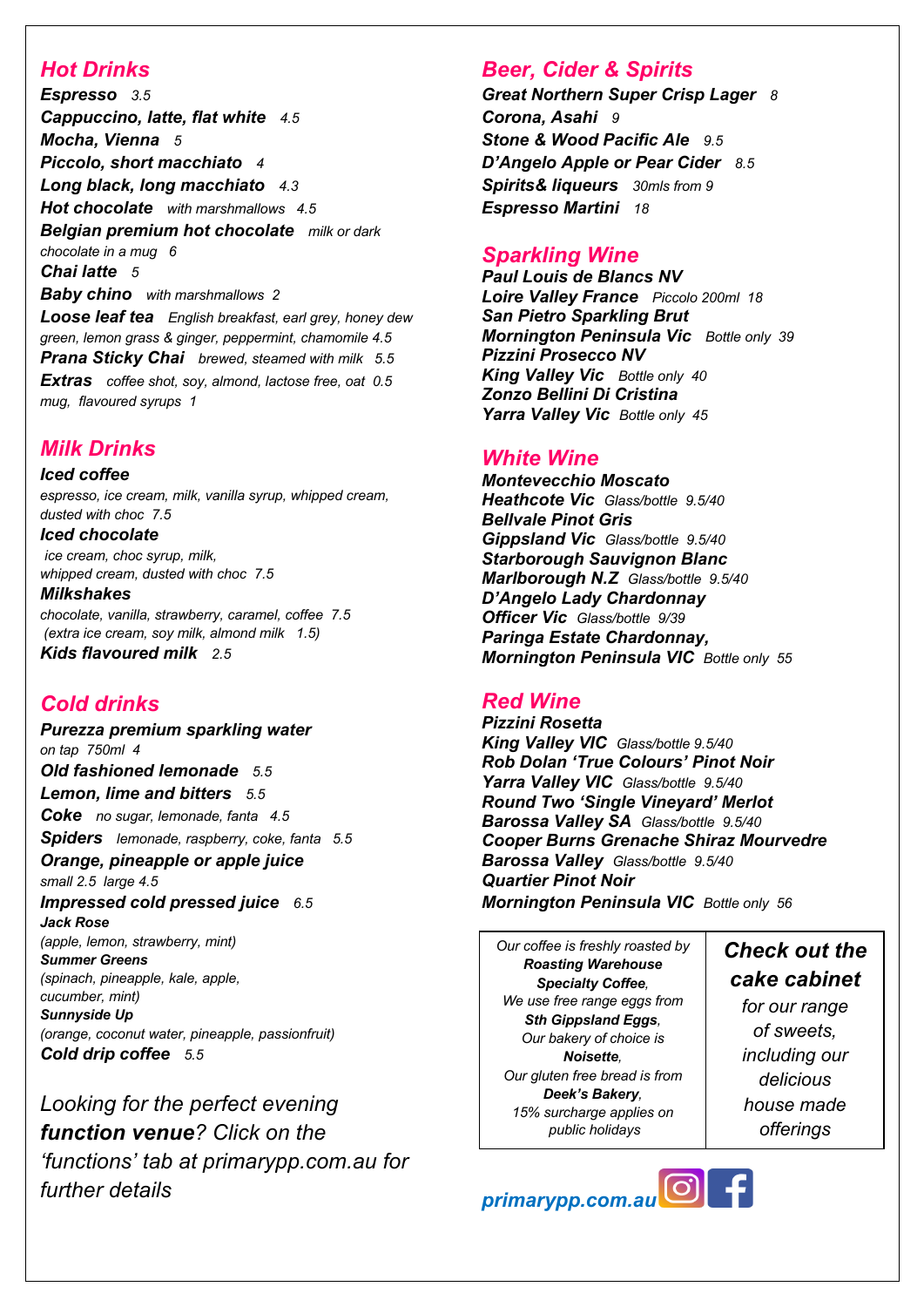## Hot Drinks

**Espresso** *3.5*
**Cappuccino, latte, flat white** *4.5*
**Mocha, Vienna** *5*
**Piccolo, short macchiato** *4*
**Long black, long macchiato** *4.3*
**Hot chocolate** *with marshmallows 4.5*
**Belgian premium hot chocolate** *milk or dark chocolate in a mug 6*
**Chai latte** *5*
**Baby chino** *with marshmallows 2*
**Loose leaf tea** *English breakfast, earl grey, honey dew green, lemon grass & ginger, peppermint, chamomile 4.5*
**Prana Sticky Chai** *brewed, steamed with milk 5.5*
**Extras** *coffee shot, soy, almond, lactose free, oat 0.5 mug, flavoured syrups 1*

## Milk Drinks

**Iced coffee**
*espresso, ice cream, milk, vanilla syrup, whipped cream, dusted with choc 7.5*
**Iced chocolate**
*ice cream, choc syrup, milk, whipped cream, dusted with choc 7.5*
**Milkshakes**
*chocolate, vanilla, strawberry, caramel, coffee 7.5*
*(extra ice cream, soy milk, almond milk 1.5)*
**Kids flavoured milk** *2.5*

## Cold drinks

**Purezza premium sparkling water**
*on tap 750ml 4*
**Old fashioned lemonade** *5.5*
**Lemon, lime and bitters** *5.5*
**Coke** *no sugar, lemonade, fanta 4.5*
**Spiders** *lemonade, raspberry, coke, fanta 5.5*
**Orange, pineapple or apple juice**
*small 2.5 large 4.5*
**Impressed cold pressed juice** *6.5*
***Jack Rose***
*(apple, lemon, strawberry, mint)*
***Summer Greens***
*(spinach, pineapple, kale, apple, cucumber, mint)*
***Sunnyside Up***
*(orange, coconut water, pineapple, passionfruit)*
**Cold drip coffee** *5.5*

*Looking for the perfect evening* ***function venue****? Click on the 'functions' tab at primarypp.com.au for further details*

## Beer, Cider & Spirits

**Great Northern Super Crisp Lager** *8*
**Corona, Asahi** *9*
**Stone & Wood Pacific Ale** *9.5*
**D'Angelo Apple or Pear Cider** *8.5*
**Spirits& liqueurs** *30mls from 9*
**Espresso Martini** *18*

## Sparkling Wine

**Paul Louis de Blancs NV**
**Loire Valley France** *Piccolo 200ml 18*
**San Pietro Sparkling Brut**
**Mornington Peninsula Vic** *Bottle only 39*
**Pizzini Prosecco NV**
**King Valley Vic** *Bottle only 40*
**Zonzo Bellini Di Cristina**
**Yarra Valley Vic** *Bottle only 45*

## White Wine

**Montevecchio Moscato**
**Heathcote Vic** *Glass/bottle 9.5/40*
**Bellvale Pinot Gris**
**Gippsland Vic** *Glass/bottle 9.5/40*
**Starborough Sauvignon Blanc**
**Marlborough N.Z** *Glass/bottle 9.5/40*
**D'Angelo Lady Chardonnay**
**Officer Vic** *Glass/bottle 9/39*
**Paringa Estate Chardonnay,**
**Mornington Peninsula VIC** *Bottle only 55*

## Red Wine

**Pizzini Rosetta**
**King Valley VIC** *Glass/bottle 9.5/40*
**Rob Dolan 'True Colours' Pinot Noir**
**Yarra Valley VIC** *Glass/bottle 9.5/40*
**Round Two 'Single Vineyard' Merlot**
**Barossa Valley SA** *Glass/bottle 9.5/40*
**Cooper Burns Grenache Shiraz Mourvedre**
**Barossa Valley** *Glass/bottle 9.5/40*
**Quartier Pinot Noir**
**Mornington Peninsula VIC** *Bottle only 56*

*Our coffee is freshly roasted by* ***Roasting Warehouse Specialty Coffee****,*
*We use free range eggs from* ***Sth Gippsland Eggs****,*
*Our bakery of choice is* ***Noisette****,*
*Our gluten free bread is from* ***Deek's Bakery****,*
*15% surcharge applies on public holidays*

***Check out the cake cabinet***
*for our range of sweets, including our delicious house made offerings*

***primarypp.com.au***